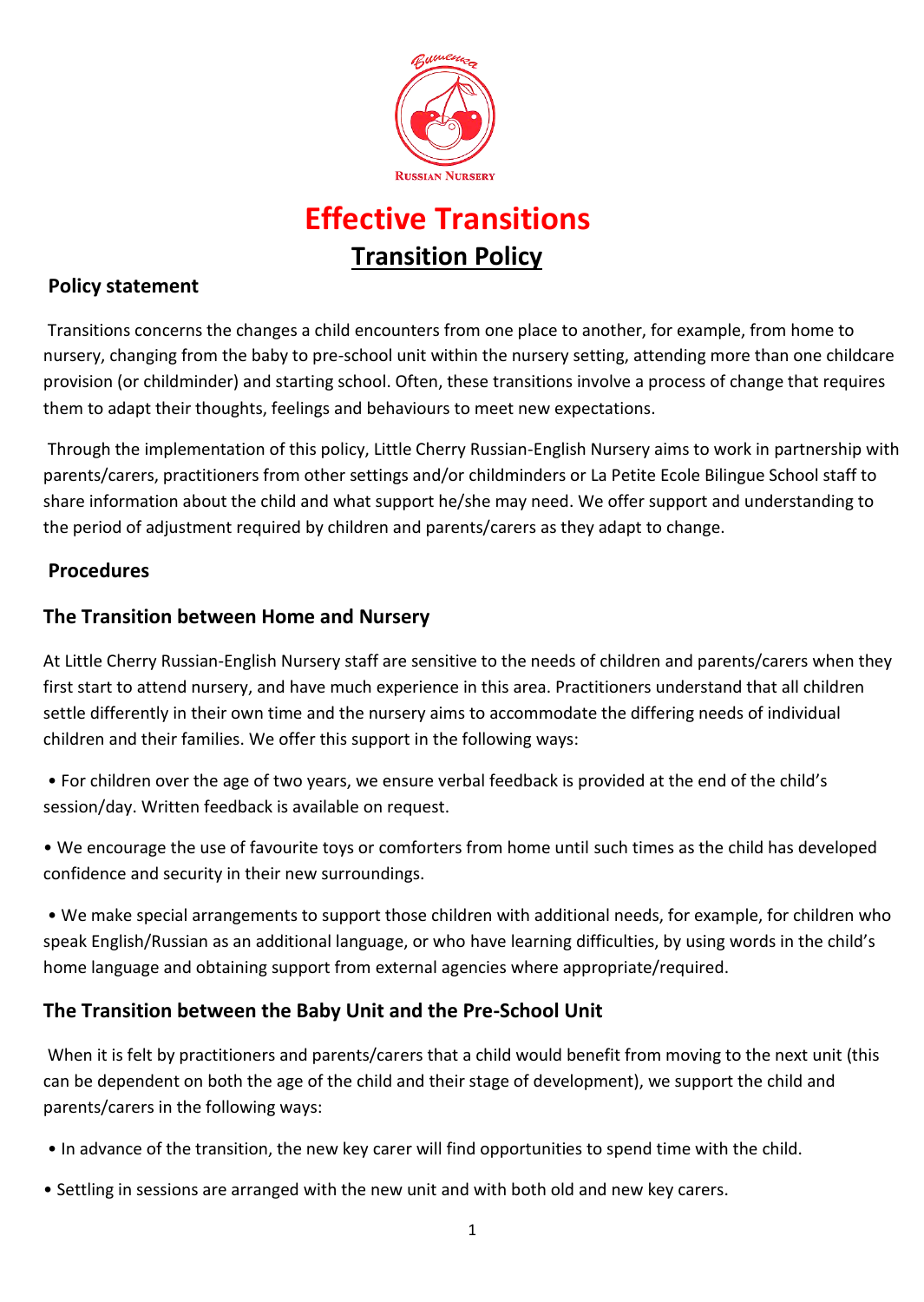# Effective Transitions

## Transition Policy

### Policy statement

Transitions concerns the changes a child encounters from one place to another, for example, from home to nursery, changing from the baby to pre-school unit within the nursery setting, attending more than one childcare provision (or childminder) and starting school. Often, these transitions involve a process of change that requires them to adapt their thoughts, feelings and behaviours to meet new expectations.

Through the implementation of this policy, Little Cherry Russian-English Nursery aims to work in partnership with parents/carers, practitioners from other settings and/or childminders or La Petite Ecole Bilingue School staff to share information about the child and what support he/she may need. We offer support and understanding to the period of adjustment required by children and parents/carers as they adapt to change.

### Procedures

### The Transition between Home and Nursery

At Little Cherry Russian-English Nursery staff are sensitive to the needs of children and parents/carers when they first start to attend nursery, and have much experience in this area. Practitioners understand that all children settle differently in their own time and the nursery aims to accommodate the differing needs of individual children and their families. We offer this support in the following ways:

- For children over the age of two years, we ensure verbal feedback is provided at the end of the child's session/day. Written feedback is available on request.
- We encourage the use of favourite toys or comforters from home until such times as the child has developed confidence and security in their new surroundings.
- We make special arrangements to support those children with additional needs, for example, for children who speak English/Russian as an additional language, or who have learning difficulties, by using words in the child's home language and obtaining support from external agencies where appropriate/required.

### The Transition between the Baby Unit and the Pre-School Unit

When it is felt by practitioners and parents/carers that a child would benefit from moving to the next unit (this can be dependent on both the age of the child and their stage of development), we support the child and parents/carers in the following ways:

- In advance of the transition, the new key carer will find opportunities to spend time with the child.
- Settling in sessions are arranged with the new unit and with both old and new key carers.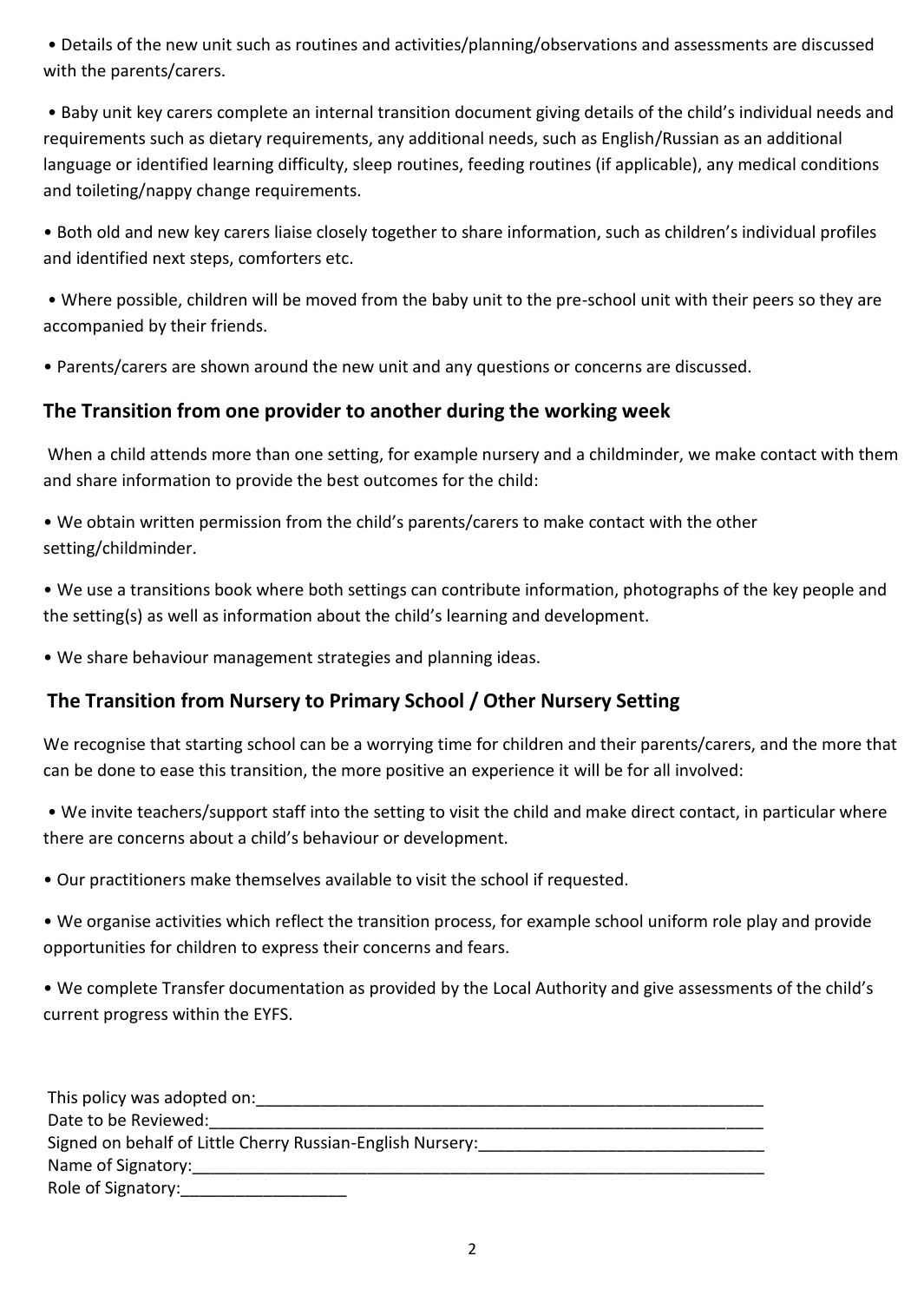- Details of the new unit such as routines and activities/planning/observations and assessments are discussed with the parents/carers.
- Baby unit key carers complete an internal transition document giving details of the child's individual needs and requirements such as dietary requirements, any additional needs, such as English/Russian as an additional language or identified learning difficulty, sleep routines, feeding routines (if applicable), any medical conditions and toileting/nappy change requirements.
- Both old and new key carers liaise closely together to share information, such as children's individual profiles and identified next steps, comforters etc.
- Where possible, children will be moved from the baby unit to the pre-school unit with their peers so they are accompanied by their friends.
- Parents/carers are shown around the new unit and any questions or concerns are discussed.

## The Transition from one provider to another during the working week

When a child attends more than one setting, for example nursery and a childminder, we make contact with them and share information to provide the best outcomes for the child:

- We obtain written permission from the child's parents/carers to make contact with the other setting/childminder.
- We use a transitions book where both settings can contribute information, photographs of the key people and the setting(s) as well as information about the child's learning and development.
- We share behaviour management strategies and planning ideas.

## The Transition from Nursery to Primary School / Other Nursery Setting

We recognise that starting school can be a worrying time for children and their parents/carers, and the more that can be done to ease this transition, the more positive an experience it will be for all involved:

- We invite teachers/support staff into the setting to visit the child and make direct contact, in particular where there are concerns about a child's behaviour or development.
- Our practitioners make themselves available to visit the school if requested.
- We organise activities which reflect the transition process, for example school uniform role play and provide opportunities for children to express their concerns and fears.
- We complete Transfer documentation as provided by the Local Authority and give assessments of the child's current progress within the EYFS.

This policy was adopted on:___________________________________________________________
Date to be Reviewed:________________________________________________________________
Signed on behalf of Little Cherry Russian-English Nursery:_______________________________
Name of Signatory:__________________________________________________________________
Role of Signatory:___________________